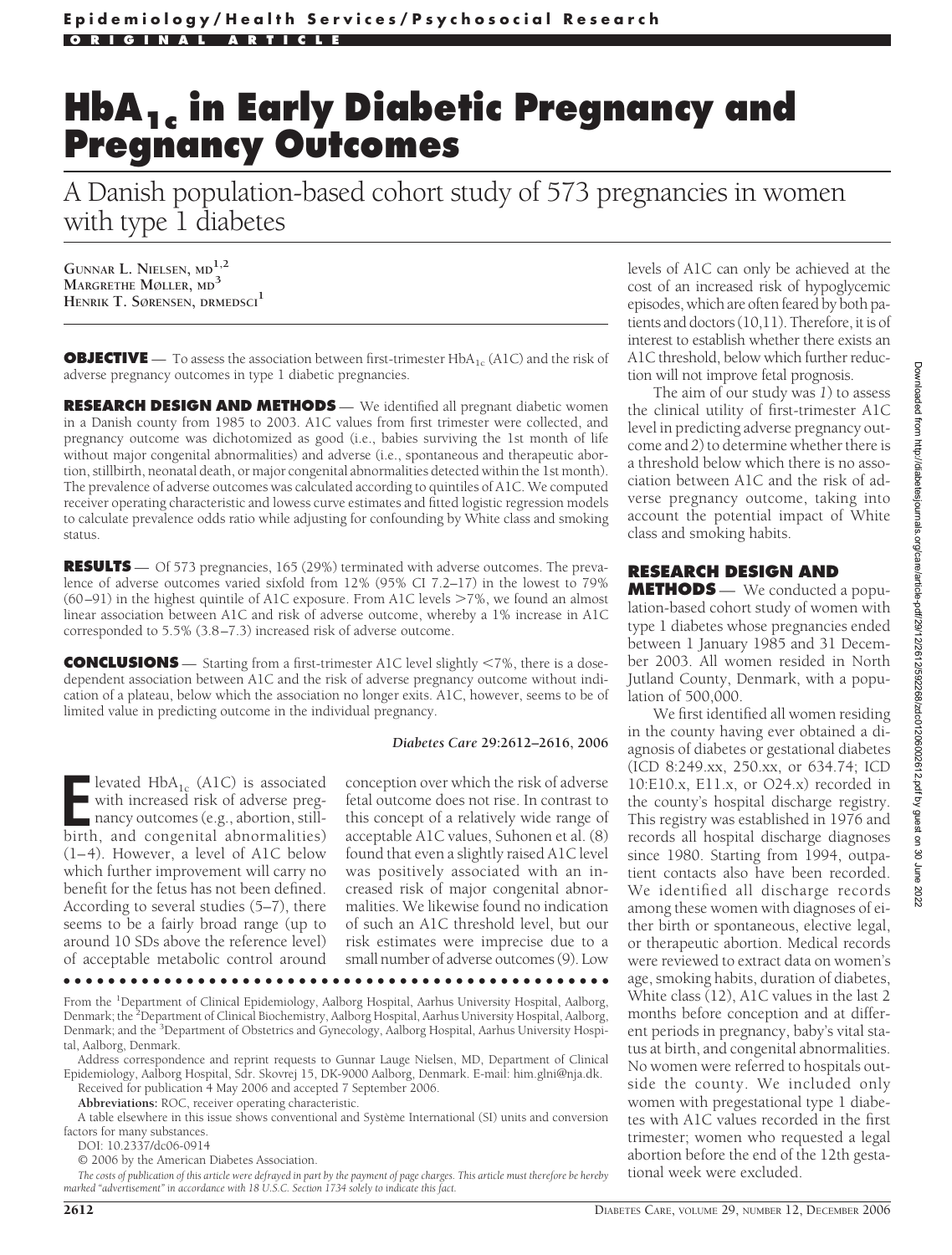# $HbA_{1c}$ in Early Diabetic Pregnancy and Pregnancy Outcomes

A Danish population-based cohort study of 573 pregnancies in women with type 1 diabetes

**GUNNAR L. NIELSEN, MD**[1,2]
**MARGRETHE MØLLER, MD**[3]
**HENRIK T. SØRENSEN, DRMEDSCI**[1]

**OBJECTIVE** — To assess the association between first-trimester $HbA_{1c}$ (A1C) and the risk of adverse pregnancy outcomes in type 1 diabetic pregnancies.

**RESEARCH DESIGN AND METHODS** — We identified all pregnant diabetic women in a Danish county from 1985 to 2003. A1C values from first trimester were collected, and pregnancy outcome was dichotomized as good (i.e., babies surviving the 1st month of life without major congenital abnormalities) and adverse (i.e., spontaneous and therapeutic abortion, stillbirth, neonatal death, or major congenital abnormalities detected within the 1st month). The prevalence of adverse outcomes was calculated according to quintiles of A1C. We computed receiver operating characteristic and lowess curve estimates and fitted logistic regression models to calculate prevalence odds ratio while adjusting for confounding by White class and smoking status.

**RESULTS** — Of 573 pregnancies, 165 (29%) terminated with adverse outcomes. The prevalence of adverse outcomes varied sixfold from 12% (95% CI 7.2–17) in the lowest to 79% (60–91) in the highest quintile of A1C exposure. From A1C levels >7%, we found an almost linear association between A1C and risk of adverse outcome, whereby a 1% increase in A1C corresponded to 5.5% (3.8–7.3) increased risk of adverse outcome.

**CONCLUSIONS** — Starting from a first-trimester A1C level slightly <7%, there is a dose-dependent association between A1C and the risk of adverse pregnancy outcome without indication of a plateau, below which the association no longer exits. A1C, however, seems to be of limited value in predicting outcome in the individual pregnancy.

*Diabetes Care* 29:2612–2616, 2006

Elevated $HbA_{1c}$ (A1C) is associated with increased risk of adverse pregnancy outcomes (e.g., abortion, stillbirth, and congenital abnormalities) (1–4). However, a level of A1C below which further improvement will carry no benefit for the fetus has not been defined. According to several studies (5–7), there seems to be a fairly broad range (up to around 10 SDs above the reference level) of acceptable metabolic control around conception over which the risk of adverse fetal outcome does not rise. In contrast to this concept of a relatively wide range of acceptable A1C values, Suhonen et al. (8) found that even a slightly raised A1C level was positively associated with an increased risk of major congenital abnormalities. We likewise found no indication of such an A1C threshold level, but our risk estimates were imprecise due to a small number of adverse outcomes (9). Low levels of A1C can only be achieved at the cost of an increased risk of hypoglycemic episodes, which are often feared by both patients and doctors (10,11). Therefore, it is of interest to establish whether there exists an A1C threshold, below which further reduction will not improve fetal prognosis.

The aim of our study was *1*) to assess the clinical utility of first-trimester A1C level in predicting adverse pregnancy outcome and *2*) to determine whether there is a threshold below which there is no association between A1C and the risk of adverse pregnancy outcome, taking into account the potential impact of White class and smoking habits.

## RESEARCH DESIGN AND METHODS

— We conducted a population-based cohort study of women with type 1 diabetes whose pregnancies ended between 1 January 1985 and 31 December 2003. All women resided in North Jutland County, Denmark, with a population of 500,000.

We first identified all women residing in the county having ever obtained a diagnosis of diabetes or gestational diabetes (ICD 8:249.xx, 250.xx, or 634.74; ICD 10:E10.x, E11.x, or O24.x) recorded in the county's hospital discharge registry. This registry was established in 1976 and records all hospital discharge diagnoses since 1980. Starting from 1994, outpatient contacts also have been recorded. We identified all discharge records among these women with diagnoses of either birth or spontaneous, elective legal, or therapeutic abortion. Medical records were reviewed to extract data on women's age, smoking habits, duration of diabetes, White class (12), A1C values in the last 2 months before conception and at different periods in pregnancy, baby's vital status at birth, and congenital abnormalities. No women were referred to hospitals outside the county. We included only women with pregestational type 1 diabetes with A1C values recorded in the first trimester; women who requested a legal abortion before the end of the 12th gestational week were excluded.

From the [1]Department of Clinical Epidemiology, Aalborg Hospital, Aarhus University Hospital, Aalborg, Denmark; the [2]Department of Clinical Biochemistry, Aalborg Hospital, Aarhus University Hospital, Aalborg, Denmark; and the [3]Department of Obstetrics and Gynecology, Aalborg Hospital, Aarhus University Hospital, Aalborg, Denmark.

Address correspondence and reprint requests to Gunnar Lauge Nielsen, MD, Department of Clinical Epidemiology, Aalborg Hospital, Sdr. Skovrej 15, DK-9000 Aalborg, Denmark. E-mail: him.glni@nja.dk.

Received for publication 4 May 2006 and accepted 7 September 2006.

**Abbreviations:** ROC, receiver operating characteristic.

A table elsewhere in this issue shows conventional and Système International (SI) units and conversion factors for many substances.

DOI: 10.2337/dc06-0914

© 2006 by the American Diabetes Association.

*The costs of publication of this article were defrayed in part by the payment of page charges. This article must therefore be hereby marked "advertisement" in accordance with 18 U.S.C. Section 1734 solely to indicate this fact.*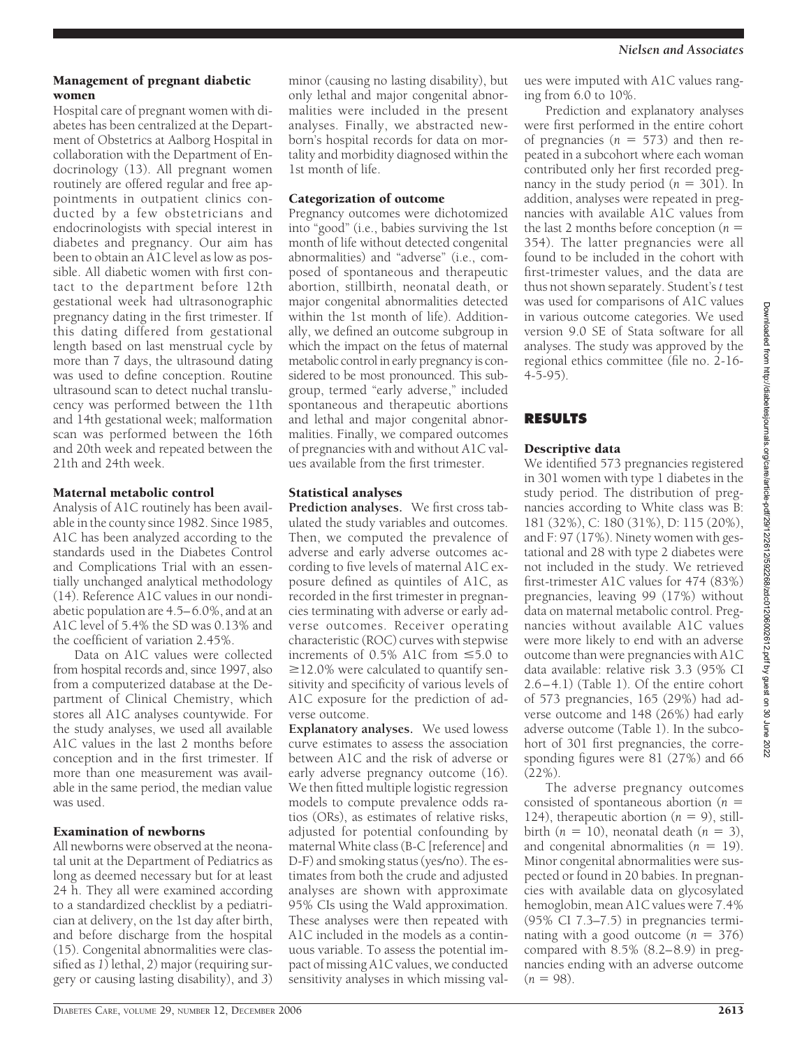### Management of pregnant diabetic women

Hospital care of pregnant women with diabetes has been centralized at the Department of Obstetrics at Aalborg Hospital in collaboration with the Department of Endocrinology (13). All pregnant women routinely are offered regular and free appointments in outpatient clinics conducted by a few obstetricians and endocrinologists with special interest in diabetes and pregnancy. Our aim has been to obtain an A1C level as low as possible. All diabetic women with first contact to the department before 12th gestational week had ultrasonographic pregnancy dating in the first trimester. If this dating differed from gestational length based on last menstrual cycle by more than 7 days, the ultrasound dating was used to define conception. Routine ultrasound scan to detect nuchal translucency was performed between the 11th and 14th gestational week; malformation scan was performed between the 16th and 20th week and repeated between the 21th and 24th week.

### Maternal metabolic control

Analysis of A1C routinely has been available in the county since 1982. Since 1985, A1C has been analyzed according to the standards used in the Diabetes Control and Complications Trial with an essentially unchanged analytical methodology (14). Reference A1C values in our nondiabetic population are 4.5–6.0%, and at an A1C level of 5.4% the SD was 0.13% and the coefficient of variation 2.45%.

Data on A1C values were collected from hospital records and, since 1997, also from a computerized database at the Department of Clinical Chemistry, which stores all A1C analyses countywide. For the study analyses, we used all available A1C values in the last 2 months before conception and in the first trimester. If more than one measurement was available in the same period, the median value was used.

### Examination of newborns

All newborns were observed at the neonatal unit at the Department of Pediatrics as long as deemed necessary but for at least 24 h. They all were examined according to a standardized checklist by a pediatrician at delivery, on the 1st day after birth, and before discharge from the hospital (15). Congenital abnormalities were classified as *1*) lethal, *2*) major (requiring surgery or causing lasting disability), and *3*) minor (causing no lasting disability), but only lethal and major congenital abnormalities were included in the present analyses. Finally, we abstracted newborn's hospital records for data on mortality and morbidity diagnosed within the 1st month of life.

### Categorization of outcome

Pregnancy outcomes were dichotomized into "good" (i.e., babies surviving the 1st month of life without detected congenital abnormalities) and "adverse" (i.e., composed of spontaneous and therapeutic abortion, stillbirth, neonatal death, or major congenital abnormalities detected within the 1st month of life). Additionally, we defined an outcome subgroup in which the impact on the fetus of maternal metabolic control in early pregnancy is considered to be the most pronounced. This subgroup, termed "early adverse," included spontaneous and therapeutic abortions and lethal and major congenital abnormalities. Finally, we compared outcomes of pregnancies with and without A1C values available from the first trimester.

### Statistical analyses

**Prediction analyses.** We first cross tabulated the study variables and outcomes. Then, we computed the prevalence of adverse and early adverse outcomes according to five levels of maternal A1C exposure defined as quintiles of A1C, as recorded in the first trimester in pregnancies terminating with adverse or early adverse outcomes. Receiver operating characteristic (ROC) curves with stepwise increments of 0.5% A1C from ≤5.0 to ≥12.0% were calculated to quantify sensitivity and specificity of various levels of A1C exposure for the prediction of adverse outcome.

**Explanatory analyses.** We used lowess curve estimates to assess the association between A1C and the risk of adverse or early adverse pregnancy outcome (16). We then fitted multiple logistic regression models to compute prevalence odds ratios (ORs), as estimates of relative risks, adjusted for potential confounding by maternal White class (B-C [reference] and D-F) and smoking status (yes/no). The estimates from both the crude and adjusted analyses are shown with approximate 95% CIs using the Wald approximation. These analyses were then repeated with A1C included in the models as a continuous variable. To assess the potential impact of missing A1C values, we conducted sensitivity analyses in which missing values were imputed with A1C values ranging from 6.0 to 10%.

Prediction and explanatory analyses were first performed in the entire cohort of pregnancies ($n = 573$) and then repeated in a subcohort where each woman contributed only her first recorded pregnancy in the study period ($n = 301$). In addition, analyses were repeated in pregnancies with available A1C values from the last 2 months before conception ($n = 354$). The latter pregnancies were all found to be included in the cohort with first-trimester values, and the data are thus not shown separately. Student's *t* test was used for comparisons of A1C values in various outcome categories. We used version 9.0 SE of Stata software for all analyses. The study was approved by the regional ethics committee (file no. 2-16-4-5-95).

## RESULTS

### Descriptive data

We identified 573 pregnancies registered in 301 women with type 1 diabetes in the study period. The distribution of pregnancies according to White class was B: 181 (32%), C: 180 (31%), D: 115 (20%), and F: 97 (17%). Ninety women with gestational and 28 with type 2 diabetes were not included in the study. We retrieved first-trimester A1C values for 474 (83%) pregnancies, leaving 99 (17%) without data on maternal metabolic control. Pregnancies without available A1C values were more likely to end with an adverse outcome than were pregnancies with A1C data available: relative risk 3.3 (95% CI 2.6–4.1) (Table 1). Of the entire cohort of 573 pregnancies, 165 (29%) had adverse outcome and 148 (26%) had early adverse outcome (Table 1). In the subcohort of 301 first pregnancies, the corresponding figures were 81 (27%) and 66 (22%).

The adverse pregnancy outcomes consisted of spontaneous abortion ($n = 124$), therapeutic abortion ($n = 9$), stillbirth ($n = 10$), neonatal death ($n = 3$), and congenital abnormalities ($n = 19$). Minor congenital abnormalities were suspected or found in 20 babies. In pregnancies with available data on glycosylated hemoglobin, mean A1C values were 7.4% (95% CI 7.3–7.5) in pregnancies terminating with a good outcome ($n = 376$) compared with 8.5% (8.2–8.9) in pregnancies ending with an adverse outcome ($n = 98$).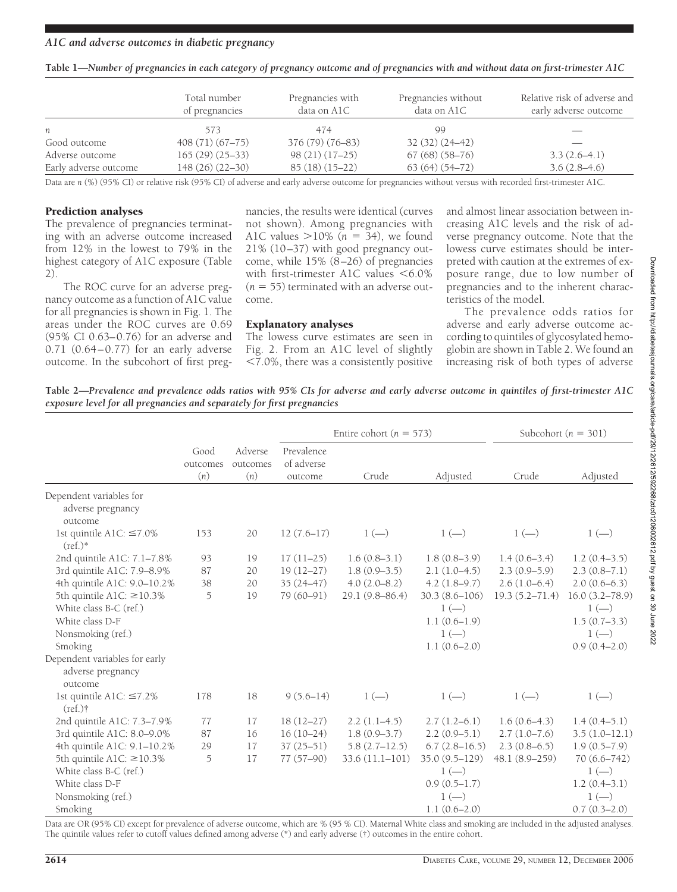**Table 1—Number of pregnancies in each category of pregnancy outcome and of pregnancies with and without data on first-trimester A1C**

| | Total number of pregnancies | Pregnancies with data on A1C | Pregnancies without data on A1C | Relative risk of adverse and early adverse outcome |
|---|---|---|---|---|
| *n* | 573 | 474 | 99 | — |
| Good outcome | 408 (71) (67–75) | 376 (79) (76–83) | 32 (32) (24–42) | — |
| Adverse outcome | 165 (29) (25–33) | 98 (21) (17–25) | 67 (68) (58–76) | 3.3 (2.6–4.1) |
| Early adverse outcome | 148 (26) (22–30) | 85 (18) (15–22) | 63 (64) (54–72) | 3.6 (2.8–4.6) |

Data are *n* (%) (95% CI) or relative risk (95% CI) of adverse and early adverse outcome for pregnancies without versus with recorded first-trimester A1C.

## Prediction analyses

The prevalence of pregnancies terminating with an adverse outcome increased from 12% in the lowest to 79% in the highest category of A1C exposure (Table 2).

The ROC curve for an adverse pregnancy outcome as a function of A1C value for all pregnancies is shown in Fig. 1. The areas under the ROC curves are 0.69 (95% CI 0.63–0.76) for an adverse and 0.71 (0.64–0.77) for an early adverse outcome. In the subcohort of first pregnancies, the results were identical (curves not shown). Among pregnancies with A1C values >10% ($n = 34$), we found 21% (10–37) with good pregnancy outcome, while 15% (8–26) of pregnancies with first-trimester A1C values <6.0% ($n = 55$) terminated with an adverse outcome.

## Explanatory analyses

The lowess curve estimates are seen in Fig. 2. From an A1C level of slightly <7.0%, there was a consistently positive and almost linear association between increasing A1C levels and the risk of adverse pregnancy outcome. Note that the lowess curve estimates should be interpreted with caution at the extremes of exposure range, due to low number of pregnancies and to the inherent characteristics of the model.

The prevalence odds ratios for adverse and early adverse outcome according to quintiles of glycosylated hemoglobin are shown in Table 2. We found an increasing risk of both types of adverse

**Table 2—Prevalence and prevalence odds ratios with 95% CIs for adverse and early adverse outcome in quintiles of first-trimester A1C exposure level for all pregnancies and separately for first pregnancies**

| | | | Entire cohort ($n = 573$) | | | Subcohort ($n = 301$) | |
|---|---|---|---|---|---|---|---|
| | Good outcomes (*n*) | Adverse outcomes (*n*) | Prevalence of adverse outcome | Crude | Adjusted | Crude | Adjusted |
| Dependent variables for adverse pregnancy outcome | | | | | | | |
| 1st quintile A1C: ≤7.0% (ref.)* | 153 | 20 | 12 (7.6–17) | 1 (—) | 1 (—) | 1 (—) | 1 (—) |
| 2nd quintile A1C: 7.1–7.8% | 93 | 19 | 17 (11–25) | 1.6 (0.8–3.1) | 1.8 (0.8–3.9) | 1.4 (0.6–3.4) | 1.2 (0.4–3.5) |
| 3rd quintile A1C: 7.9–8.9% | 87 | 20 | 19 (12–27) | 1.8 (0.9–3.5) | 2.1 (1.0–4.5) | 2.3 (0.9–5.9) | 2.3 (0.8–7.1) |
| 4th quintile A1C: 9.0–10.2% | 38 | 20 | 35 (24–47) | 4.0 (2.0–8.2) | 4.2 (1.8–9.7) | 2.6 (1.0–6.4) | 2.0 (0.6–6.3) |
| 5th quintile A1C: ≥10.3% | 5 | 19 | 79 (60–91) | 29.1 (9.8–86.4) | 30.3 (8.6–106) | 19.3 (5.2–71.4) | 16.0 (3.2–78.9) |
| White class B-C (ref.) | | | | | 1 (—) | | 1 (—) |
| White class D-F | | | | | 1.1 (0.6–1.9) | | 1.5 (0.7–3.3) |
| Nonsmoking (ref.) | | | | | 1 (—) | | 1 (—) |
| Smoking | | | | | 1.1 (0.6–2.0) | | 0.9 (0.4–2.0) |
| Dependent variables for early adverse pregnancy outcome | | | | | | | |
| 1st quintile A1C: ≤7.2% (ref.)† | 178 | 18 | 9 (5.6–14) | 1 (—) | 1 (—) | 1 (—) | 1 (—) |
| 2nd quintile A1C: 7.3–7.9% | 77 | 17 | 18 (12–27) | 2.2 (1.1–4.5) | 2.7 (1.2–6.1) | 1.6 (0.6–4.3) | 1.4 (0.4–5.1) |
| 3rd quintile A1C: 8.0–9.0% | 87 | 16 | 16 (10–24) | 1.8 (0.9–3.7) | 2.2 (0.9–5.1) | 2.7 (1.0–7.6) | 3.5 (1.0–12.1) |
| 4th quintile A1C: 9.1–10.2% | 29 | 17 | 37 (25–51) | 5.8 (2.7–12.5) | 6.7 (2.8–16.5) | 2.3 (0.8–6.5) | 1.9 (0.5–7.9) |
| 5th quintile A1C: ≥10.3% | 5 | 17 | 77 (57–90) | 33.6 (11.1–101) | 35.0 (9.5–129) | 48.1 (8.9–259) | 70 (6.6–742) |
| White class B-C (ref.) | | | | | 1 (—) | | 1 (—) |
| White class D-F | | | | | 0.9 (0.5–1.7) | | 1.2 (0.4–3.1) |
| Nonsmoking (ref.) | | | | | 1 (—) | | 1 (—) |
| Smoking | | | | | 1.1 (0.6–2.0) | | 0.7 (0.3–2.0) |

Data are OR (95% CI) except for prevalence of adverse outcome, which are % (95 % CI). Maternal White class and smoking are included in the adjusted analyses. The quintile values refer to cutoff values defined among adverse (*) and early adverse (†) outcomes in the entire cohort.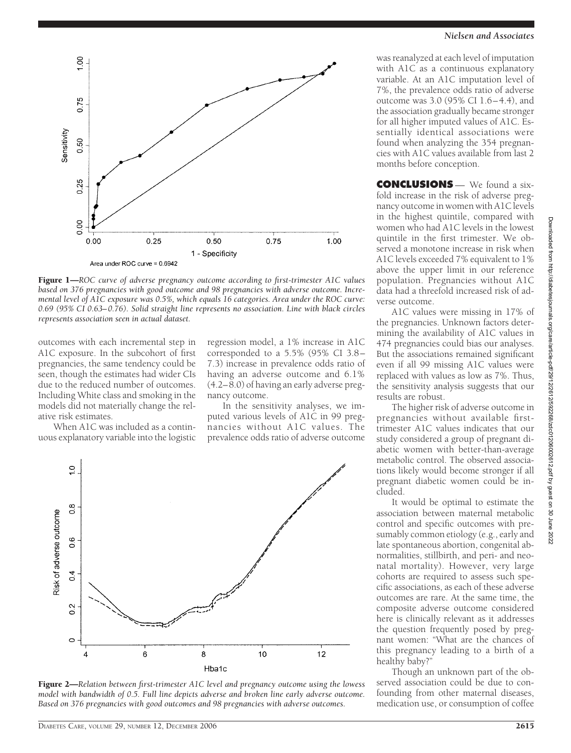Area under ROC curve = 0.6942

**Figure 1**—*ROC curve of adverse pregnancy outcome according to first-trimester A1C values based on 376 pregnancies with good outcome and 98 pregnancies with adverse outcome. Incremental level of A1C exposure was 0.5%, which equals 16 categories. Area under the ROC curve: 0.69 (95% CI 0.63–0.76). Solid straight line represents no association. Line with black circles represents association seen in actual dataset.*

outcomes with each incremental step in A1C exposure. In the subcohort of first pregnancies, the same tendency could be seen, though the estimates had wider CIs due to the reduced number of outcomes. Including White class and smoking in the models did not materially change the relative risk estimates.

When A1C was included as a continuous explanatory variable into the logistic regression model, a 1% increase in A1C corresponded to a 5.5% (95% CI 3.8–7.3) increase in prevalence odds ratio of having an adverse outcome and 6.1% (4.2–8.0) of having an early adverse pregnancy outcome.

In the sensitivity analyses, we imputed various levels of A1C in 99 pregnancies without A1C values. The prevalence odds ratio of adverse outcome was reanalyzed at each level of imputation with A1C as a continuous explanatory variable. At an A1C imputation level of 7%, the prevalence odds ratio of adverse outcome was 3.0 (95% CI 1.6–4.4), and the association gradually became stronger for all higher imputed values of A1C. Essentially identical associations were found when analyzing the 354 pregnancies with A1C values available from last 2 months before conception.

**Figure 2**—*Relation between first-trimester A1C level and pregnancy outcome using the lowess model with bandwidth of 0.5. Full line depicts adverse and broken line early adverse outcome. Based on 376 pregnancies with good outcomes and 98 pregnancies with adverse outcomes.*

## CONCLUSIONS

We found a sixfold increase in the risk of adverse pregnancy outcome in women with A1C levels in the highest quintile, compared with women who had A1C levels in the lowest quintile in the first trimester. We observed a monotone increase in risk when A1C levels exceeded 7% equivalent to 1% above the upper limit in our reference population. Pregnancies without A1C data had a threefold increased risk of adverse outcome.

A1C values were missing in 17% of the pregnancies. Unknown factors determining the availability of A1C values in 474 pregnancies could bias our analyses. But the associations remained significant even if all 99 missing A1C values were replaced with values as low as 7%. Thus, the sensitivity analysis suggests that our results are robust.

The higher risk of adverse outcome in pregnancies without available first-trimester A1C values indicates that our study considered a group of pregnant diabetic women with better-than-average metabolic control. The observed associations likely would become stronger if all pregnant diabetic women could be included.

It would be optimal to estimate the association between maternal metabolic control and specific outcomes with presumably common etiology (e.g., early and late spontaneous abortion, congenital abnormalities, stillbirth, and peri- and neonatal mortality). However, very large cohorts are required to assess such specific associations, as each of these adverse outcomes are rare. At the same time, the composite adverse outcome considered here is clinically relevant as it addresses the question frequently posed by pregnant women: "What are the chances of this pregnancy leading to a birth of a healthy baby?"

Though an unknown part of the observed association could be due to confounding from other maternal diseases, medication use, or consumption of coffee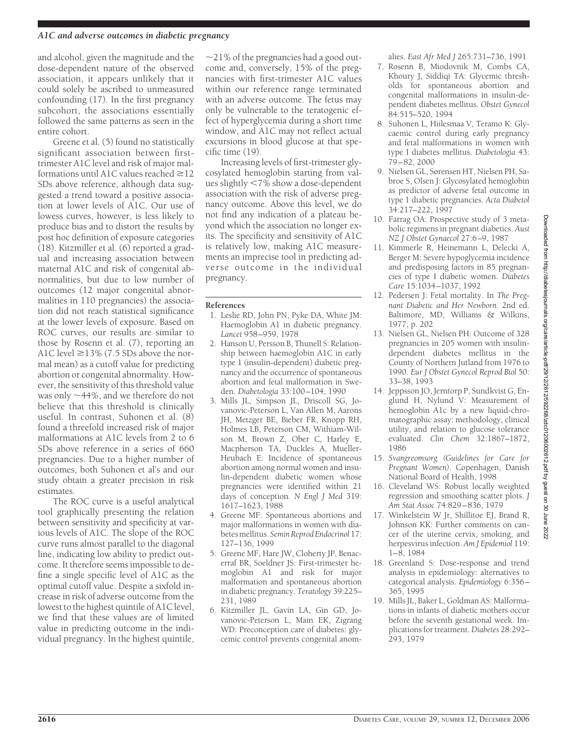and alcohol, given the magnitude and the dose-dependent nature of the observed association, it appears unlikely that it could solely be ascribed to unmeasured confounding (17). In the first pregnancy subcohort, the associations essentially followed the same patterns as seen in the entire cohort.

Greene et al. (5) found no statistically significant association between first-trimester A1C level and risk of major malformations until A1C values reached ≥12 SDs above reference, although data suggested a trend toward a positive association at lower levels of A1C. Our use of lowess curves, however, is less likely to produce bias and to distort the results by post hoc definition of exposure categories (18). Kitzmiller et al. (6) reported a gradual and increasing association between maternal A1C and risk of congenital abnormalities, but due to low number of outcomes (12 major congenital abnormalities in 110 pregnancies) the association did not reach statistical significance at the lower levels of exposure. Based on ROC curves, our results are similar to those by Rosenn et al. (7), reporting an A1C level ≥13% (7.5 SDs above the normal mean) as a cutoff value for predicting abortion or congenital abnormality. However, the sensitivity of this threshold value was only ~44%, and we therefore do not believe that this threshold is clinically useful. In contrast, Suhonen et al. (8) found a threefold increased risk of major malformations at A1C levels from 2 to 6 SDs above reference in a series of 660 pregnancies. Due to a higher number of outcomes, both Suhonen et al's and our study obtain a greater precision in risk estimates.

The ROC curve is a useful analytical tool graphically presenting the relation between sensitivity and specificity at various levels of A1C. The slope of the ROC curve runs almost parallel to the diagonal line, indicating low ability to predict outcome. It therefore seems impossible to define a single specific level of A1C as the optimal cutoff value. Despite a sixfold increase in risk of adverse outcome from the lowest to the highest quintile of A1C level, we find that these values are of limited value in predicting outcome in the individual pregnancy. In the highest quintile, ~21% of the pregnancies had a good outcome and, conversely, 15% of the pregnancies with first-trimester A1C values within our reference range terminated with an adverse outcome. The fetus may only be vulnerable to the teratogenic effect of hyperglycemia during a short time window, and A1C may not reflect actual excursions in blood glucose at that specific time (19).

Increasing levels of first-trimester glycosylated hemoglobin starting from values slightly <7% show a dose-dependent association with the risk of adverse pregnancy outcome. Above this level, we do not find any indication of a plateau beyond which the association no longer exits. The specificity and sensitivity of A1C is relatively low, making A1C measurements an imprecise tool in predicting adverse outcome in the individual pregnancy.

## References

1. Leslie RD, John PN, Pyke DA, White JM: Haemoglobin A1 in diabetic pregnancy. *Lancet* 958–959, 1978
2. Hanson U, Persson B, Thunell S: Relationship between haemoglobin A1C in early type 1 (insulin-dependent) diabetic pregnancy and the occurrence of spontaneous abortion and fetal malformation in Sweden. *Diabetologia* 33:100–104, 1990
3. Mills JL, Simpson JL, Driscoll SG, Jovanovic-Peterson L, Van Allen M, Aarons JH, Metzger BE, Bieber FR, Knopp RH, Holmes LB, Peterson CM, Withiam-Wilson M, Brown Z, Ober C, Harley E, Macpherson TA, Duckles A, Mueller-Heubach E: Incidence of spontaneous abortion among normal women and insulin-dependent diabetic women whose pregnancies were identified within 21 days of conception. *N Engl J Med* 319: 1617–1623, 1988
4. Greene MF: Spontaneous abortions and major malformations in women with diabetes mellitus. *Semin Reprod Endocrinol* 17: 127–136, 1999
5. Greene MF, Hare JW, Cloherty JP, Benacerraf BR, Soeldner JS: First-trimester hemoglobin A1 and risk for major malformation and spontaneous abortion in diabetic pregnancy. *Teratology* 39:225–231, 1989
6. Kitzmiller JL, Gavin LA, Gin GD, Jovanovic-Peterson L, Main EK, Zigrang WD: Preconception care of diabetes: glycemic control prevents congenital anomalies. *East Afr Med J* 265:731–736, 1991
7. Rosenn B, Miodovnik M, Combs CA, Khoury J, Siddiqi TA: Glycemic thresholds for spontaneous abortion and congenital malformations in insulin-dependent diabetes mellitus. *Obstet Gynecol* 84:515–520, 1994
8. Suhonen L, Hiilesmaa V, Teramo K: Glycaemic control during early pregnancy and fetal malformations in women with type I diabetes mellitus. *Diabetologia* 43: 79–82, 2000
9. Nielsen GL, Sørensen HT, Nielsen PH, Sabroe S, Olsen J: Glycosylated hemoglobin as predictor of adverse fetal outcome in type 1 diabetic pregnancies. *Acta Diabetol* 34:217–222, 1997
10. Farrag OA: Prospective study of 3 metabolic regimens in pregnant diabetics. *Aust NZ J Obstet Gynaecol* 27:6–9, 1987
11. Kimmerle R, Heinemann L, Delecki A, Berger M: Severe hypoglycemia incidence and predisposing factors in 85 pregnancies of type I diabetic women. *Diabetes Care* 15:1034–1037, 1992
12. Pedersen J: Fetal mortality. In *The Pregnant Diabetic and Her Newborn*. 2nd ed. Baltimore, MD, Williams & Wilkins, 1977, p. 202
13. Nielsen GL, Nielsen PH: Outcome of 328 pregnancies in 205 women with insulin-dependent diabetes mellitus in the County of Northern Jutland from 1976 to 1990. *Eur J Obstet Gynecol Reprod Biol* 50: 33–38, 1993
14. Jeppsson JO, Jerntorp P, Sundkvist G, Englund H, Nylund V: Measurement of hemoglobin A1c by a new liquid-chromatographic assay: methodology, clinical utility, and relation to glucose tolerance evaluated. *Clin Chem* 32:1867–1872, 1986
15. *Svangreomsorg (Guidelines for Care for Pregnant Women)*. Copenhagen, Danish National Board of Health, 1998
16. Cleveland WS: Robust locally weighted regression and smoothing scatter plots. *J Am Stat Assoc* 74:829–836, 1979
17. Winkelstein W Jr, Shillitoe EJ, Brand R, Johnson KK: Further comments on cancer of the uterine cervix, smoking, and herpesvirus infection. *Am J Epidemiol* 119: 1–8, 1984
18. Greenland S: Dose-response and trend analysis in epidemiology: alternatives to categorical analysis. *Epidemiology* 6:356–365, 1995
19. Mills JL, Baker L, Goldman AS: Malformations in infants of diabetic mothers occur before the seventh gestational week. Implications for treatment. *Diabetes* 28:292–293, 1979